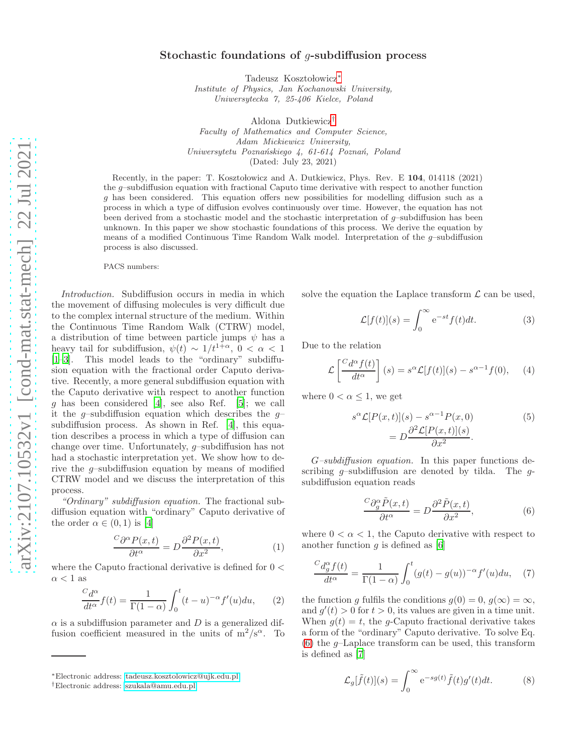# Stochastic foundations of $g$-subdiffusion process

Tadeusz Kosztołowicz[*]
*Institute of Physics, Jan Kochanowski University, Uniwersytecka 7, 25-406 Kielce, Poland*

Aldona Dutkiewicz[†]
*Faculty of Mathematics and Computer Science, Adam Mickiewicz University, Uniwersytetu Poznańskiego 4, 61-614 Poznań, Poland*

(Dated: July 23, 2021)

Recently, in the paper: T. Kosztołowicz and A. Dutkiewicz, Phys. Rev. E **104**, 014118 (2021) the $g$–subdiffusion equation with fractional Caputo time derivative with respect to another function $g$ has been considered. This equation offers new possibilities for modelling diffusion such as a process in which a type of diffusion evolves continuously over time. However, the equation has not been derived from a stochastic model and the stochastic interpretation of $g$–subdiffusion has been unknown. In this paper we show stochastic foundations of this process. We derive the equation by means of a modified Continuous Time Random Walk model. Interpretation of the $g$–subdiffusion process is also discussed.

PACS numbers:

*Introduction.* Subdiffusion occurs in media in which the movement of diffusing molecules is very difficult due to the complex internal structure of the medium. Within the Continuous Time Random Walk (CTRW) model, a distribution of time between particle jumps $\psi$ has a heavy tail for subdiffusion, $\psi(t) \sim 1/t^{1+\alpha}$, $0 < \alpha < 1$ [1–3]. This model leads to the "ordinary" subdiffusion equation with the fractional order Caputo derivative. Recently, a more general subdiffusion equation with the Caputo derivative with respect to another function $g$ has been considered [4], see also Ref. [5]; we call it the $g$–subdiffusion equation which describes the $g$–subdiffusion process. As shown in Ref. [4], this equation describes a process in which a type of diffusion can change over time. Unfortunately, $g$–subdiffusion has not had a stochastic interpretation yet. We show how to derive the $g$–subdiffusion equation by means of modified CTRW model and we discuss the interpretation of this process.

*"Ordinary" subdiffusion equation.* The fractional subdiffusion equation with "ordinary" Caputo derivative of the order $\alpha \in (0, 1)$ is [4]

$$\frac{{}^C\partial^\alpha P(x,t)}{\partial t^\alpha} = D\frac{\partial^2 P(x,t)}{\partial x^2}, \tag{1}$$

where the Caputo fractional derivative is defined for $0 < \alpha < 1$ as

$$\frac{{}^C d^\alpha}{dt^\alpha} f(t) = \frac{1}{\Gamma(1-\alpha)}\int_0^t (t-u)^{-\alpha} f'(u)du, \tag{2}$$

$\alpha$ is a subdiffusion parameter and $D$ is a generalized diffusion coefficient measured in the units of $\mathrm{m}^2/\mathrm{s}^\alpha$. To solve the equation the Laplace transform $\mathcal{L}$ can be used,

$$\mathcal{L}[f(t)](s) = \int_0^\infty \mathrm{e}^{-st} f(t)dt. \tag{3}$$

Due to the relation

$$\mathcal{L}\left[\frac{{}^C d^\alpha f(t)}{dt^\alpha}\right](s) = s^\alpha \mathcal{L}[f(t)](s) - s^{\alpha-1} f(0), \tag{4}$$

where $0 < \alpha \le 1$, we get

$$s^\alpha \mathcal{L}[P(x,t)](s) - s^{\alpha-1} P(x,0) = D\frac{\partial^2 \mathcal{L}[P(x,t)](s)}{\partial x^2}. \tag{5}$$

*G–subdiffusion equation.* In this paper functions describing $g$–subdiffusion are denoted by tilda. The $g$-subdiffusion equation reads

$$\frac{{}^C\partial_g^\alpha \tilde{P}(x,t)}{\partial t^\alpha} = D\frac{\partial^2 \tilde{P}(x,t)}{\partial x^2}, \tag{6}$$

where $0 < \alpha < 1$, the Caputo derivative with respect to another function $g$ is defined as [6]

$$\frac{{}^C d_g^\alpha f(t)}{dt^\alpha} = \frac{1}{\Gamma(1-\alpha)}\int_0^t (g(t)-g(u))^{-\alpha} f'(u)du, \tag{7}$$

the function $g$ fulfils the conditions $g(0) = 0$, $g(\infty) = \infty$, and $g'(t) > 0$ for $t > 0$, its values are given in a time unit. When $g(t) = t$, the $g$-Caputo fractional derivative takes a form of the "ordinary" Caputo derivative. To solve Eq. (6) the $g$–Laplace transform can be used, this transform is defined as [7]

$$\mathcal{L}_g[\tilde{f}(t)](s) = \int_0^\infty \mathrm{e}^{-sg(t)} \tilde{f}(t) g'(t)dt. \tag{8}$$

[*]Electronic address: tadeusz.kosztolowicz@ujk.edu.pl
[†]Electronic address: szukala@amu.edu.pl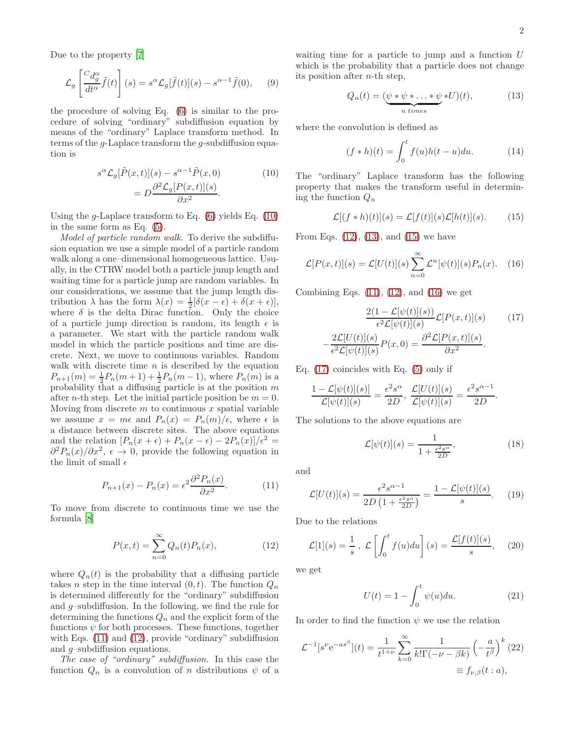Due to the property [7]

$$\mathcal{L}_g\left[{}^C\frac{d_g^\alpha}{dt^\alpha}\tilde{f}(t)\right](s)=s^\alpha\mathcal{L}_g[\tilde{f}(t)](s)-s^{\alpha-1}\tilde{f}(0), \quad (9)$$

the procedure of solving Eq. (6) is similar to the procedure of solving "ordinary" subdiffusion equation by means of the "ordinary" Laplace transform method. In terms of the $g$-Laplace transform the $g$-subdiffusion equation is

$$s^\alpha\mathcal{L}_g[\tilde{P}(x,t)](s)-s^{\alpha-1}\tilde{P}(x,0) = D\frac{\partial^2\mathcal{L}_g[P(x,t)](s)}{\partial x^2}. \quad (10)$$

Using the $g$-Laplace transform to Eq. (6) yields Eq. (10) in the same form as Eq. (5).

*Model of particle random walk.* To derive the subdiffusion equation we use a simple model of a particle random walk along a one–dimensional homogeneous lattice. Usually, in the CTRW model both a particle jump length and waiting time for a particle jump are random variables. In our considerations, we assume that the jump length distribution $\lambda$ has the form $\lambda(x)=\frac{1}{2}[\delta(x-\epsilon)+\delta(x+\epsilon)]$, where $\delta$ is the delta Dirac function. Only the choice of a particle jump direction is random, its length $\epsilon$ is a parameter. We start with the particle random walk model in which the particle positions and time are discrete. Next, we move to continuous variables. Random walk with discrete time $n$ is described by the equation $P_{n+1}(m)=\frac{1}{2}P_n(m+1)+\frac{1}{2}P_n(m-1)$, where $P_n(m)$ is a probability that a diffusing particle is at the position $m$ after $n$-th step. Let the initial particle position be $m=0$. Moving from discrete $m$ to continuous $x$ spatial variable we assume $x=m\epsilon$ and $P_n(x)=P_n(m)/\epsilon$, where $\epsilon$ is a distance between discrete sites. The above equations and the relation $[P_n(x+\epsilon)+P_n(x-\epsilon)-2P_n(x)]/\epsilon^2=\partial^2P_n(x)/\partial x^2$, $\epsilon\to 0$, provide the following equation in the limit of small $\epsilon$

$$P_{n+1}(x)-P_n(x)=\epsilon^2\frac{\partial^2P_n(x)}{\partial x^2}. \quad (11)$$

To move from discrete to continuous time we use the formula [8]

$$P(x,t)=\sum_{n=0}^{\infty}Q_n(t)P_n(x), \quad (12)$$

where $Q_n(t)$ is the probability that a diffusing particle takes $n$ step in the time interval $(0,t)$. The function $Q_n$ is determined differently for the "ordinary" subdiffusion and $g$–subdiffusion. In the following, we find the rule for determining the functions $Q_n$ and the explicit form of the functions $\psi$ for both processes. These functions, together with Eqs. (11) and (12), provide "ordinary" subdiffusion and $g$–subdiffusion equations.

*The case of "ordinary" subdiffusion.* In this case the function $Q_n$ is a convolution of $n$ distributions $\psi$ of a waiting time for a particle to jump and a function $U$ which is the probability that a particle does not change its position after $n$-th step,

$$Q_n(t)=(\underbrace{\psi*\psi*\ldots*\psi}_{n\ times}*U)(t), \quad (13)$$

where the convolution is defined as

$$(f*h)(t)=\int_0^t f(u)h(t-u)du. \quad (14)$$

The "ordinary" Laplace transform has the following property that makes the transform useful in determining the function $Q_n$

$$\mathcal{L}[(f*h)(t)](s)=\mathcal{L}[f(t)](s)\mathcal{L}[h(t)](s). \quad (15)$$

From Eqs. (12), (13), and (15) we have

$$\mathcal{L}[P(x,t)](s)=\mathcal{L}[U(t)](s)\sum_{n=0}^{\infty}\mathcal{L}^n[\psi(t)](s)P_n(x). \quad (16)$$

Combining Eqs. (11), (12), and (16) we get

$$\frac{2(1-\mathcal{L}[\psi(t)](s))}{\epsilon^2\mathcal{L}[\psi(t)](s)}\mathcal{L}[P(x,t)](s) -\frac{2\mathcal{L}[U(t)](s)}{\epsilon^2\mathcal{L}[\psi(t)](s)}P(x,0)=\frac{\partial^2\mathcal{L}[P(x,t)](s)}{\partial x^2}. \quad (17)$$

Eq. (17) coincides with Eq. (5) only if

$$\frac{1-\mathcal{L}[\psi(t)](s)]}{\mathcal{L}[\psi(t)](s)}=\frac{\epsilon^2s^\alpha}{2D},\ \frac{\mathcal{L}[U(t)](s)}{\mathcal{L}[\psi(t)](s)}=\frac{\epsilon^2s^{\alpha-1}}{2D}.$$

The solutions to the above equations are

$$\mathcal{L}[\psi(t)](s)=\frac{1}{1+\frac{\epsilon^2s^\alpha}{2D}}, \quad (18)$$

and

$$\mathcal{L}[U(t)](s)=\frac{\epsilon^2s^{\alpha-1}}{2D\left(1+\frac{\epsilon^2s^\alpha}{2D}\right)}=\frac{1-\mathcal{L}[\psi(t)](s)}{s}. \quad (19)$$

Due to the relations

$$\mathcal{L}[1](s)=\frac{1}{s}\ ,\ \mathcal{L}\left[\int_0^t f(u)du\right](s)=\frac{\mathcal{L}[f(t)](s)}{s}, \quad (20)$$

we get

$$U(t)=1-\int_0^t\psi(u)du. \quad (21)$$

In order to find the function $\psi$ we use the relation

$$\mathcal{L}^{-1}[s^\nu e^{-as^\beta}](t)=\frac{1}{t^{1+\nu}}\sum_{k=0}^{\infty}\frac{1}{k!\Gamma(-\nu-\beta k)}\left(-\frac{a}{t^\beta}\right)^k \equiv f_{\nu,\beta}(t:a), \quad (22)$$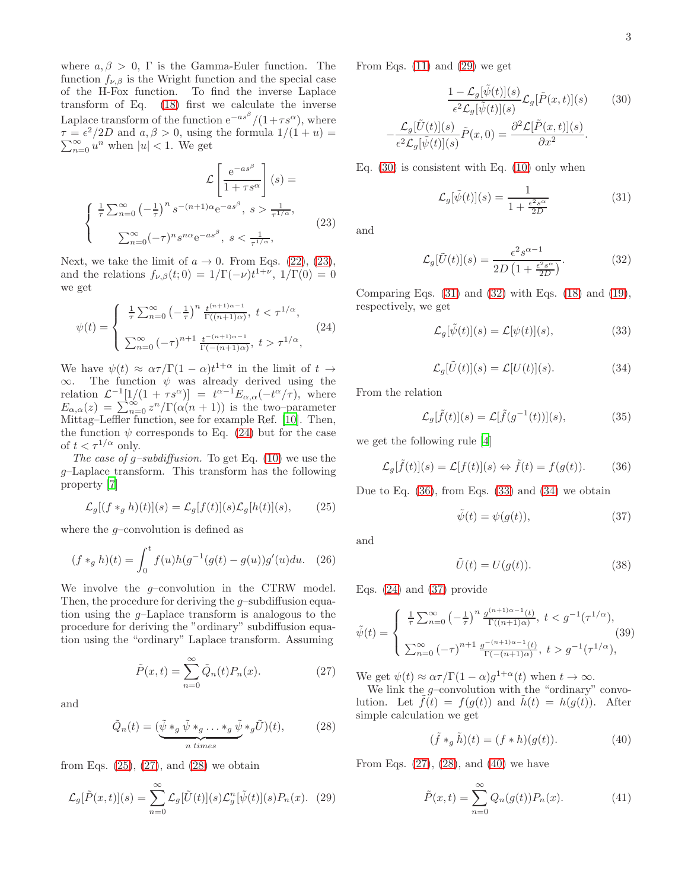where $a, \beta > 0$, $\Gamma$ is the Gamma-Euler function. The function $f_{\nu,\beta}$ is the Wright function and the special case of the H-Fox function. To find the inverse Laplace transform of Eq. (18) first we calculate the inverse Laplace transform of the function $\mathrm{e}^{-as^\beta}/(1+\tau s^\alpha)$, where $\tau = \epsilon^2/2D$ and $a, \beta > 0$, using the formula $1/(1+u) = \sum_{n=0}^{\infty} u^n$ when $|u| < 1$. We get

$$\mathcal{L}\left[\frac{\mathrm{e}^{-as^\beta}}{1+\tau s^\alpha}\right](s) = \left\{ \begin{array}{ll} \frac{1}{\tau}\sum_{n=0}^{\infty}\left(-\frac{1}{\tau}\right)^n s^{-(n+1)\alpha}\mathrm{e}^{-as^\beta}, & s > \frac{1}{\tau^{1/\alpha}}, \\ \sum_{n=0}^{\infty}(-\tau)^n s^{n\alpha}\mathrm{e}^{-as^\beta}, & s < \frac{1}{\tau^{1/\alpha}}, \end{array} \right. \tag{23}$$

Next, we take the limit of $a \to 0$. From Eqs. (22), (23), and the relations $f_{\nu,\beta}(t;0) = 1/\Gamma(-\nu)t^{1+\nu}$, $1/\Gamma(0) = 0$ we get

$$\psi(t) = \left\{ \begin{array}{ll} \frac{1}{\tau}\sum_{n=0}^{\infty}\left(-\frac{1}{\tau}\right)^n \frac{t^{(n+1)\alpha-1}}{\Gamma((n+1)\alpha)}, & t < \tau^{1/\alpha}, \\ \sum_{n=0}^{\infty}(-\tau)^{n+1}\frac{t^{-(n+1)\alpha-1}}{\Gamma(-(n+1)\alpha)}, & t > \tau^{1/\alpha}, \end{array} \right. \tag{24}$$

We have $\psi(t) \approx \alpha\tau/\Gamma(1-\alpha)t^{1+\alpha}$ in the limit of $t \to \infty$. The function $\psi$ was already derived using the relation $\mathcal{L}^{-1}[1/(1+\tau s^\alpha)] = t^{\alpha-1}E_{\alpha,\alpha}(-t^\alpha/\tau)$, where $E_{\alpha,\alpha}(z) = \sum_{n=0}^{\infty} z^n/\Gamma(\alpha(n+1))$ is the two–parameter Mittag–Leffler function, see for example Ref. [10]. Then, the function $\psi$ corresponds to Eq. (24) but for the case of $t < \tau^{1/\alpha}$ only.

*The case of g–subdiffusion.* To get Eq. (10) we use the $g$–Laplace transform. This transform has the following property [7]

$$\mathcal{L}_g[(f *_g h)(t)](s) = \mathcal{L}_g[f(t)](s)\mathcal{L}_g[h(t)](s), \tag{25}$$

where the $g$–convolution is defined as

$$(f *_g h)(t) = \int_0^t f(u)h(g^{-1}(g(t)-g(u))g'(u)du. \tag{26}$$

We involve the $g$–convolution in the CTRW model. Then, the procedure for deriving the $g$–subdiffusion equation using the $g$–Laplace transform is analogous to the procedure for deriving the "ordinary" subdiffusion equation using the "ordinary" Laplace transform. Assuming

$$\tilde{P}(x,t) = \sum_{n=0}^{\infty}\tilde{Q}_n(t)P_n(x). \tag{27}$$

and

$$\tilde{Q}_n(t) = (\underbrace{\tilde{\psi} *_g \tilde{\psi} *_g \ldots *_g \tilde{\psi}}_{n\ times} *_g \tilde{U})(t), \tag{28}$$

from Eqs. (25), (27), and (28) we obtain

$$\mathcal{L}_g[\tilde{P}(x,t)](s) = \sum_{n=0}^{\infty}\mathcal{L}_g[\tilde{U}(t)](s)\mathcal{L}_g^n[\tilde{\psi}(t)](s)P_n(x). \tag{29}$$

From Eqs. (11) and (29) we get

$$\frac{1-\mathcal{L}_g[\tilde{\psi}(t)](s)}{\epsilon^2\mathcal{L}_g[\tilde{\psi}(t)](s)}\mathcal{L}_g[\tilde{P}(x,t)](s) - \frac{\mathcal{L}_g[\tilde{U}(t)](s)}{\epsilon^2\mathcal{L}_g[\tilde{\psi}(t)](s)}\tilde{P}(x,0) = \frac{\partial^2\mathcal{L}[\tilde{P}(x,t)](s)}{\partial x^2}. \tag{30}$$

Eq. (30) is consistent with Eq. (10) only when

$$\mathcal{L}_g[\tilde{\psi}(t)](s) = \frac{1}{1+\frac{\epsilon^2 s^\alpha}{2D}} \tag{31}$$

and

$$\mathcal{L}_g[\tilde{U}(t)](s) = \frac{\epsilon^2 s^{\alpha-1}}{2D\left(1+\frac{\epsilon^2 s^\alpha}{2D}\right)}. \tag{32}$$

Comparing Eqs. (31) and (32) with Eqs. (18) and (19), respectively, we get

$$\mathcal{L}_g[\tilde{\psi}(t)](s) = \mathcal{L}[\psi(t)](s), \tag{33}$$

$$\mathcal{L}_g[\tilde{U}(t)](s) = \mathcal{L}[U(t)](s). \tag{34}$$

From the relation

$$\mathcal{L}_g[\tilde{f}(t)](s) = \mathcal{L}[\tilde{f}(g^{-1}(t))](s), \tag{35}$$

we get the following rule [4]

$$\mathcal{L}_g[\tilde{f}(t)](s) = \mathcal{L}[f(t)](s) \Leftrightarrow \tilde{f}(t) = f(g(t)). \tag{36}$$

Due to Eq. (36), from Eqs. (33) and (34) we obtain

$$\tilde{\psi}(t) = \psi(g(t)), \tag{37}$$

and

$$\tilde{U}(t) = U(g(t)). \tag{38}$$

Eqs. (24) and (37) provide

$$\tilde{\psi}(t) = \left\{ \begin{array}{ll} \frac{1}{\tau}\sum_{n=0}^{\infty}\left(-\frac{1}{\tau}\right)^n \frac{g^{(n+1)\alpha-1}(t)}{\Gamma((n+1)\alpha)}, & t < g^{-1}(\tau^{1/\alpha}), \\ \sum_{n=0}^{\infty}(-\tau)^{n+1}\frac{g^{-(n+1)\alpha-1}(t)}{\Gamma(-(n+1)\alpha)}, & t > g^{-1}(\tau^{1/\alpha}), \end{array} \right. \tag{39}$$

We get $\psi(t) \approx \alpha\tau/\Gamma(1-\alpha)g^{1+\alpha}(t)$ when $t \to \infty$.

We link the $g$–convolution with the "ordinary" convolution. Let $\tilde{f}(t) = f(g(t))$ and $\tilde{h}(t) = h(g(t))$. After simple calculation we get

$$(\tilde{f} *_g \tilde{h})(t) = (f * h)(g(t)). \tag{40}$$

From Eqs. (27), (28), and (40) we have

$$\tilde{P}(x,t) = \sum_{n=0}^{\infty} Q_n(g(t))P_n(x). \tag{41}$$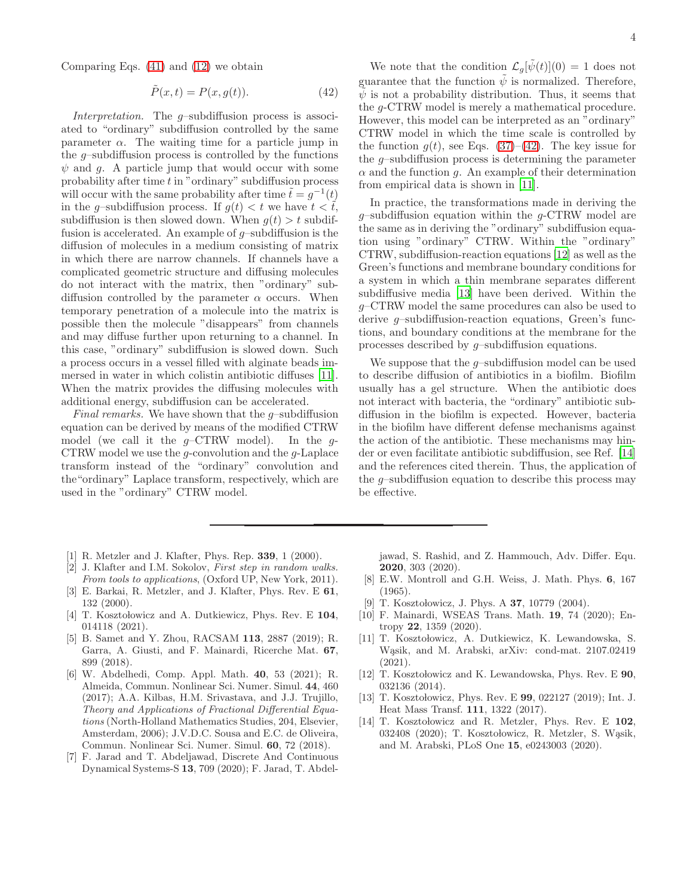Comparing Eqs. (41) and (12) we obtain

$$\tilde{P}(x,t) = P(x,g(t)). \tag{42}$$

*Interpretation.* The $g$–subdiffusion process is associated to "ordinary" subdiffusion controlled by the same parameter $\alpha$. The waiting time for a particle jump in the $g$–subdiffusion process is controlled by the functions $\psi$ and $g$. A particle jump that would occur with some probability after time $t$ in "ordinary" subdiffusion process will occur with the same probability after time $\tilde{t} = g^{-1}(t)$ in the $g$–subdiffusion process. If $g(t) < t$ we have $t < \tilde{t}$, subdiffusion is then slowed down. When $g(t) > t$ subdiffusion is accelerated. An example of $g$–subdiffusion is the diffusion of molecules in a medium consisting of matrix in which there are narrow channels. If channels have a complicated geometric structure and diffusing molecules do not interact with the matrix, then "ordinary" subdiffusion controlled by the parameter $\alpha$ occurs. When temporary penetration of a molecule into the matrix is possible then the molecule "disappears" from channels and may diffuse further upon returning to a channel. In this case, "ordinary" subdiffusion is slowed down. Such a process occurs in a vessel filled with alginate beads immersed in water in which colistin antibiotic diffuses [11]. When the matrix provides the diffusing molecules with additional energy, subdiffusion can be accelerated.

*Final remarks.* We have shown that the $g$–subdiffusion equation can be derived by means of the modified CTRW model (we call it the $g$–CTRW model). In the $g$-CTRW model we use the $g$-convolution and the $g$-Laplace transform instead of the "ordinary" convolution and the"ordinary" Laplace transform, respectively, which are used in the "ordinary" CTRW model.

We note that the condition $\mathcal{L}_g[\tilde{\psi}(t)](0) = 1$ does not guarantee that the function $\tilde{\psi}$ is normalized. Therefore, $\tilde{\psi}$ is not a probability distribution. Thus, it seems that the $g$-CTRW model is merely a mathematical procedure. However, this model can be interpreted as an "ordinary" CTRW model in which the time scale is controlled by the function $g(t)$, see Eqs. (37)–(42). The key issue for the $g$–subdiffusion process is determining the parameter $\alpha$ and the function $g$. An example of their determination from empirical data is shown in [11].

In practice, the transformations made in deriving the $g$–subdiffusion equation within the $g$-CTRW model are the same as in deriving the "ordinary" subdiffusion equation using "ordinary" CTRW. Within the "ordinary" CTRW, subdiffusion-reaction equations [12] as well as the Green's functions and membrane boundary conditions for a system in which a thin membrane separates different subdiffusive media [13] have been derived. Within the $g$–CTRW model the same procedures can also be used to derive $g$–subdiffusion-reaction equations, Green's functions, and boundary conditions at the membrane for the processes described by $g$–subdiffusion equations.

We suppose that the $g$–subdiffusion model can be used to describe diffusion of antibiotics in a biofilm. Biofilm usually has a gel structure. When the antibiotic does not interact with bacteria, the "ordinary" antibiotic subdiffusion in the biofilm is expected. However, bacteria in the biofilm have different defense mechanisms against the action of the antibiotic. These mechanisms may hinder or even facilitate antibiotic subdiffusion, see Ref. [14] and the references cited therein. Thus, the application of the $g$–subdiffusion equation to describe this process may be effective.

---

[1] R. Metzler and J. Klafter, Phys. Rep. **339**, 1 (2000).

[2] J. Klafter and I.M. Sokolov, *First step in random walks. From tools to applications*, (Oxford UP, New York, 2011).

[3] E. Barkai, R. Metzler, and J. Klafter, Phys. Rev. E **61**, 132 (2000).

[4] T. Kosztołowicz and A. Dutkiewicz, Phys. Rev. E **104**, 014118 (2021).

[5] B. Samet and Y. Zhou, RACSAM **113**, 2887 (2019); R. Garra, A. Giusti, and F. Mainardi, Ricerche Mat. **67**, 899 (2018).

[6] W. Abdelhedi, Comp. Appl. Math. **40**, 53 (2021); R. Almeida, Commun. Nonlinear Sci. Numer. Simul. **44**, 460 (2017); A.A. Kilbas, H.M. Srivastava, and J.J. Trujillo, *Theory and Applications of Fractional Differential Equations* (North-Holland Mathematics Studies, 204, Elsevier, Amsterdam, 2006); J.V.D.C. Sousa and E.C. de Oliveira, Commun. Nonlinear Sci. Numer. Simul. **60**, 72 (2018).

[7] F. Jarad and T. Abdeljawad, Discrete And Continuous Dynamical Systems-S **13**, 709 (2020); F. Jarad, T. Abdeljawad, S. Rashid, and Z. Hammouch, Adv. Differ. Equ. **2020**, 303 (2020).

[8] E.W. Montroll and G.H. Weiss, J. Math. Phys. **6**, 167 (1965).

[9] T. Kosztołowicz, J. Phys. A **37**, 10779 (2004).

[10] F. Mainardi, WSEAS Trans. Math. **19**, 74 (2020); Entropy **22**, 1359 (2020).

[11] T. Kosztołowicz, A. Dutkiewicz, K. Lewandowska, S. Wąsik, and M. Arabski, arXiv: cond-mat. 2107.02419 (2021).

[12] T. Kosztołowicz and K. Lewandowska, Phys. Rev. E **90**, 032136 (2014).

[13] T. Kosztołowicz, Phys. Rev. E **99**, 022127 (2019); Int. J. Heat Mass Transf. **111**, 1322 (2017).

[14] T. Kosztołowicz and R. Metzler, Phys. Rev. E **102**, 032408 (2020); T. Kosztołowicz, R. Metzler, S. Wąsik, and M. Arabski, PLoS One **15**, e0243003 (2020).